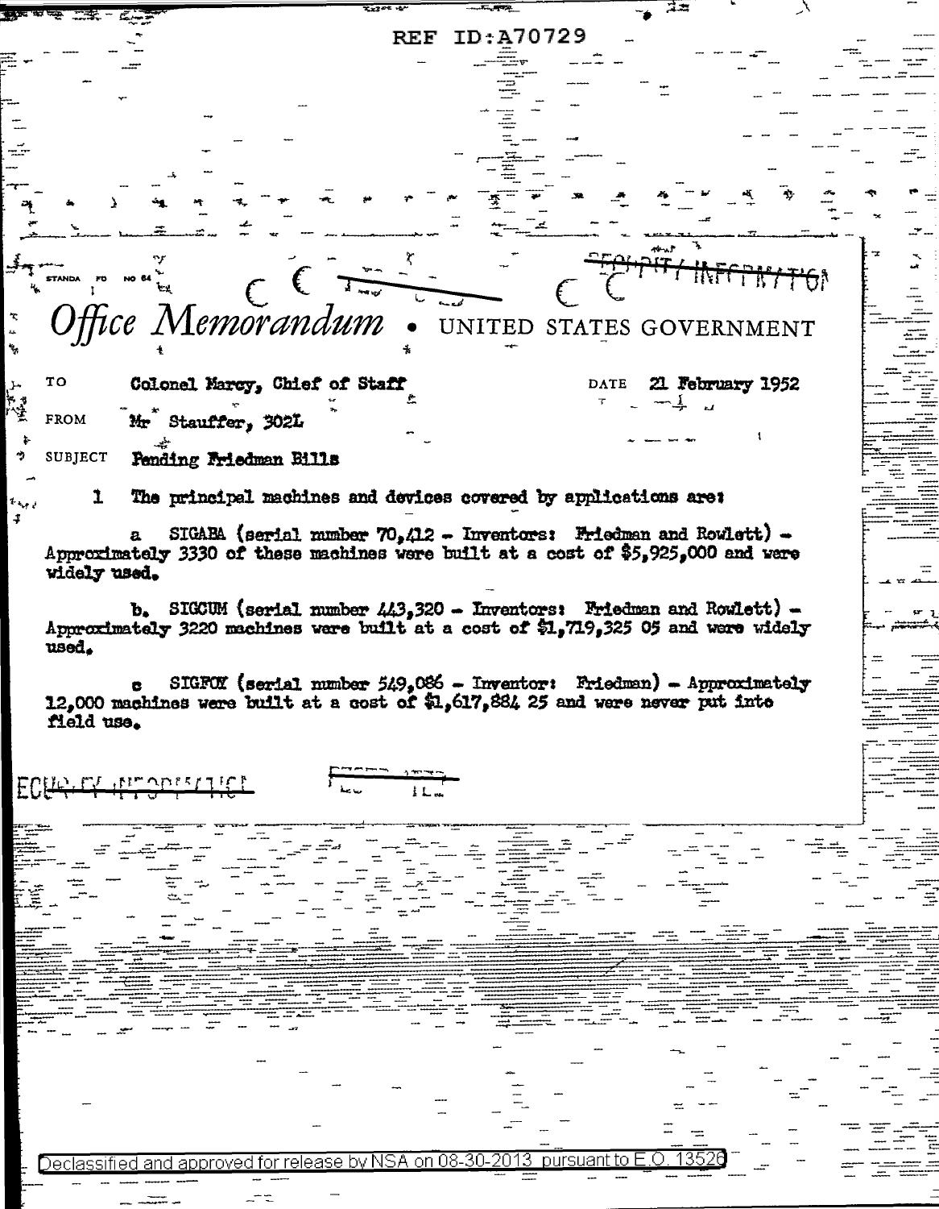REF ID:A70729

SECURITY INFORMATION

STANDARD FORM NO. 64

# Office Memorandum • UNITED STATES GOVERNMENT

TO: Colonel Marcy, Chief of Staff

DATE: 21 February 1952

FROM: Mr Stauffer, 302L

SUBJECT: Pending Friedman Bills

1 The principal machines and devices covered by applications are:

a SIGABA (serial number 70,412 - Inventors: Friedman and Rowlett) - Approximately 3330 of these machines were built at a cost of $5,925,000 and were widely used.

b. SIGCUM (serial number 443,320 - Inventors: Friedman and Rowlett) - Approximately 3220 machines were built at a cost of $1,719,325 05 and were widely used.

c SIGFOY (serial number 549,086 - Inventor: Friedman) - Approximately 12,000 machines were built at a cost of $1,617,884 25 and were never put into field use.

SECURITY INFORMATION

Declassified and approved for release by NSA on 08-30-2013 pursuant to E.O. 13526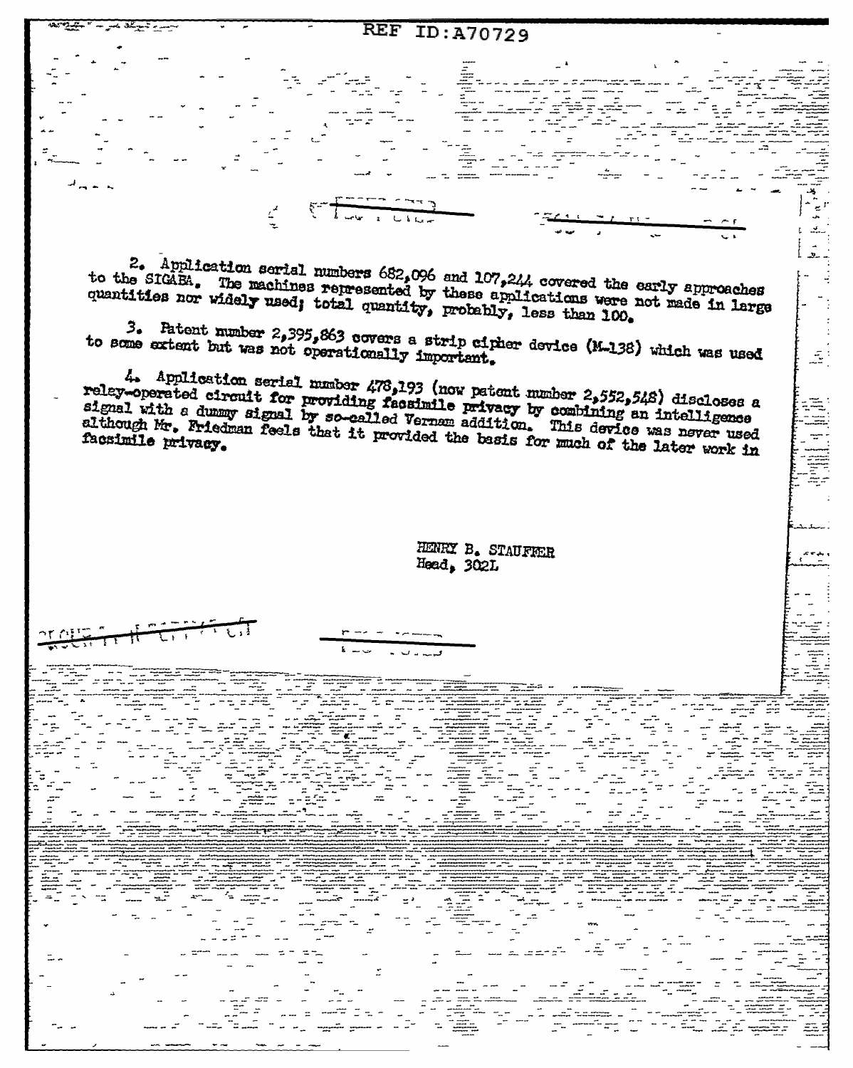REF ID:A70729

2. Application serial numbers 682,096 and 107,244 covered the early approaches to the SIGABA. The machines represented by these applications were not made in large quantities nor widely used; total quantity, probably, less than 100.

3. Patent number 2,395,863 covers a strip cipher device (M-138) which was used to some extent but was not operationally important.

4. Application serial number 478,193 (now patent number 2,552,548) discloses a relay-operated circuit for providing facsimile privacy by combining an intelligence signal with a dummy signal by so-called Vernam addition. This device was never used although Mr. Friedman feels that it provided the basis for much of the later work in facsimile privacy.

HENRY B. STAUFFER
Head, 302L